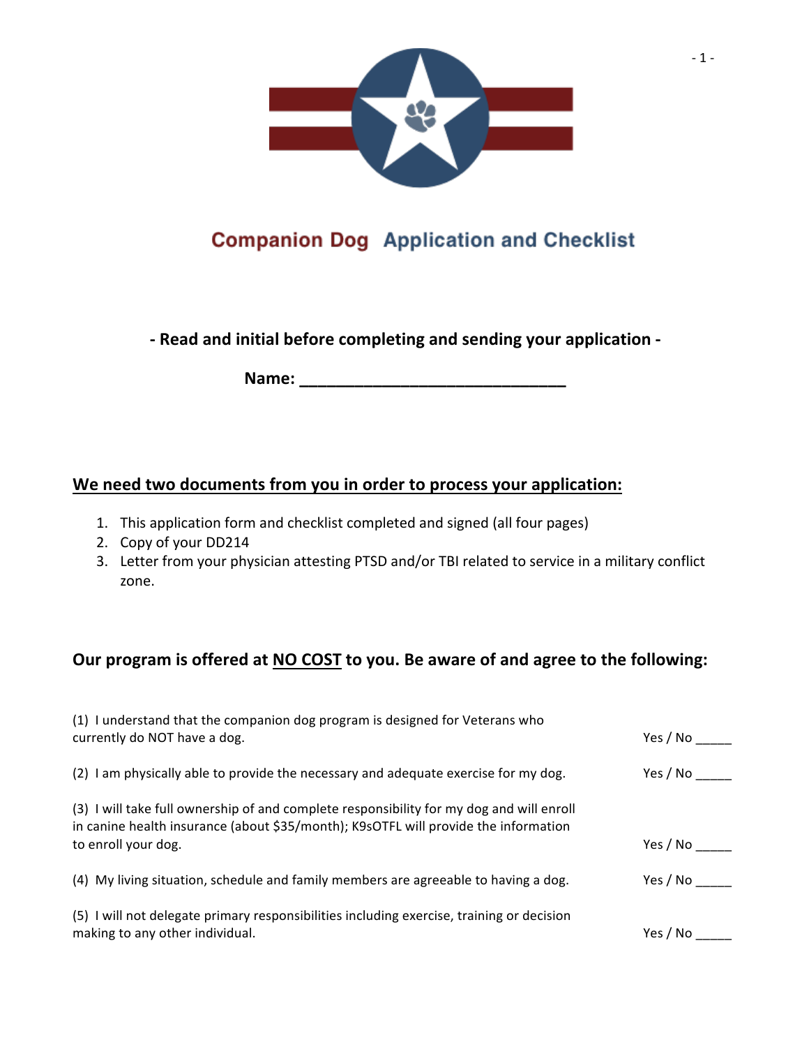# Companion Dog Application and Checklist

**- Read and initial before completing and sending your application -**

**Name: ______________________________**

## We need two documents from you in order to process your application:

1. This application form and checklist completed and signed (all four pages)
2. Copy of your DD214
3. Letter from your physician attesting PTSD and/or TBI related to service in a military conflict zone.

## Our program is offered at NO COST to you. Be aware of and agree to the following:

(1) I understand that the companion dog program is designed for Veterans who currently do NOT have a dog. Yes / No _____

(2) I am physically able to provide the necessary and adequate exercise for my dog. Yes / No _____

(3) I will take full ownership of and complete responsibility for my dog and will enroll in canine health insurance (about $35/month); K9sOTFL will provide the information to enroll your dog. Yes / No _____

(4) My living situation, schedule and family members are agreeable to having a dog. Yes / No _____

(5) I will not delegate primary responsibilities including exercise, training or decision making to any other individual. Yes / No _____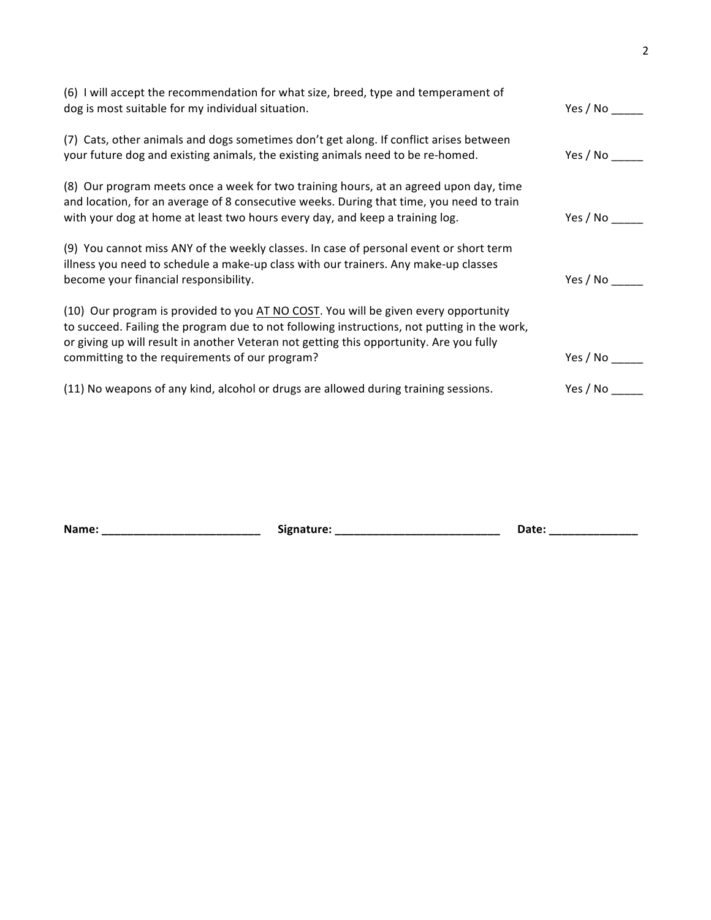(6) I will accept the recommendation for what size, breed, type and temperament of dog is most suitable for my individual situation. Yes / No _____

(7) Cats, other animals and dogs sometimes don't get along. If conflict arises between your future dog and existing animals, the existing animals need to be re-homed. Yes / No _____

(8) Our program meets once a week for two training hours, at an agreed upon day, time and location, for an average of 8 consecutive weeks. During that time, you need to train with your dog at home at least two hours every day, and keep a training log. Yes / No _____

(9) You cannot miss ANY of the weekly classes. In case of personal event or short term illness you need to schedule a make-up class with our trainers. Any make-up classes become your financial responsibility. Yes / No _____

(10) Our program is provided to you <u>AT NO COST</u>. You will be given every opportunity to succeed. Failing the program due to not following instructions, not putting in the work, or giving up will result in another Veteran not getting this opportunity. Are you fully committing to the requirements of our program? Yes / No _____

(11) No weapons of any kind, alcohol or drugs are allowed during training sessions. Yes / No _____

**Name: _________________________ Signature: __________________________ Date: ______________**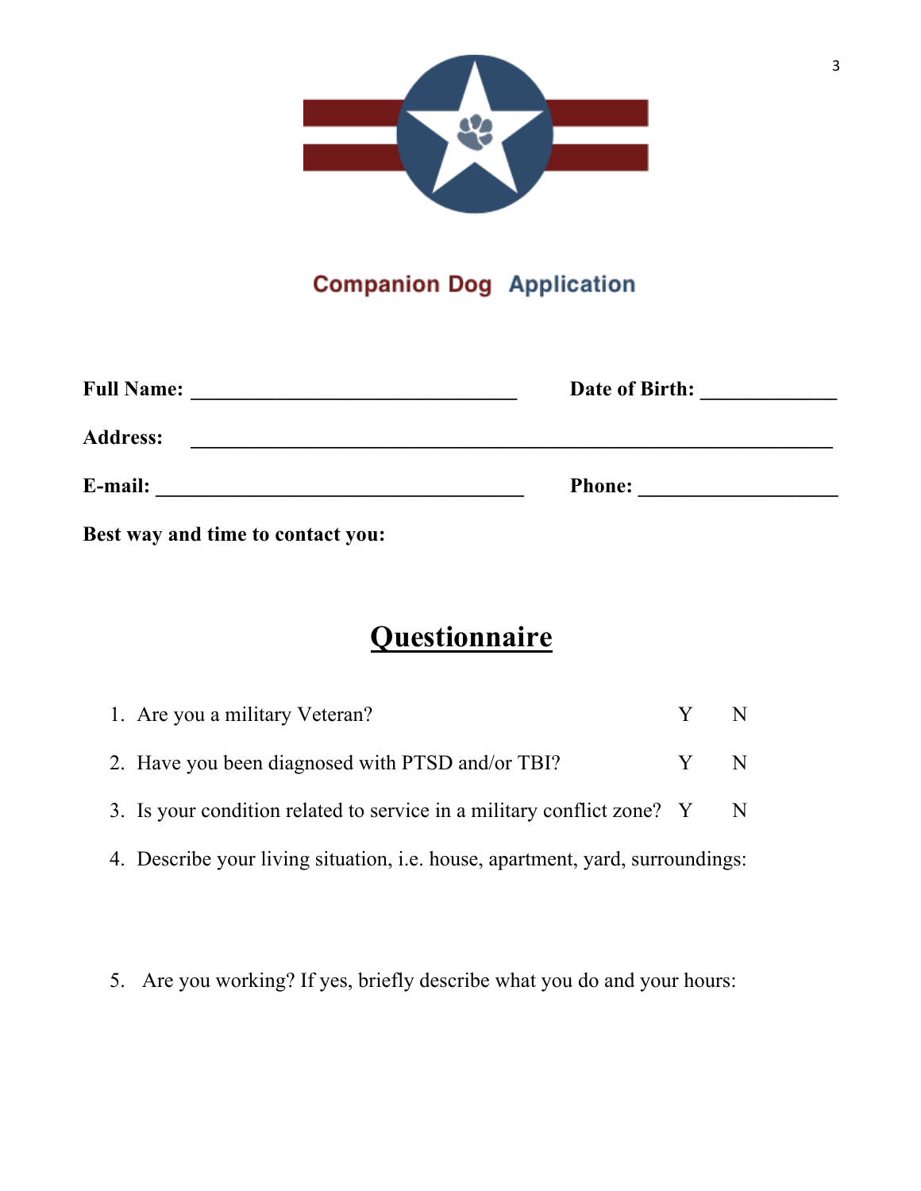# Companion Dog Application

**Full Name:** ______________________________ **Date of Birth:** ____________

**Address:** ______________________________________________________________

**E-mail:** __________________________________ **Phone:** __________________

**Best way and time to contact you:**

## Questionnaire

1. Are you a military Veteran? Y N
2. Have you been diagnosed with PTSD and/or TBI? Y N
3. Is your condition related to service in a military conflict zone? Y N
4. Describe your living situation, i.e. house, apartment, yard, surroundings:

5. Are you working? If yes, briefly describe what you do and your hours: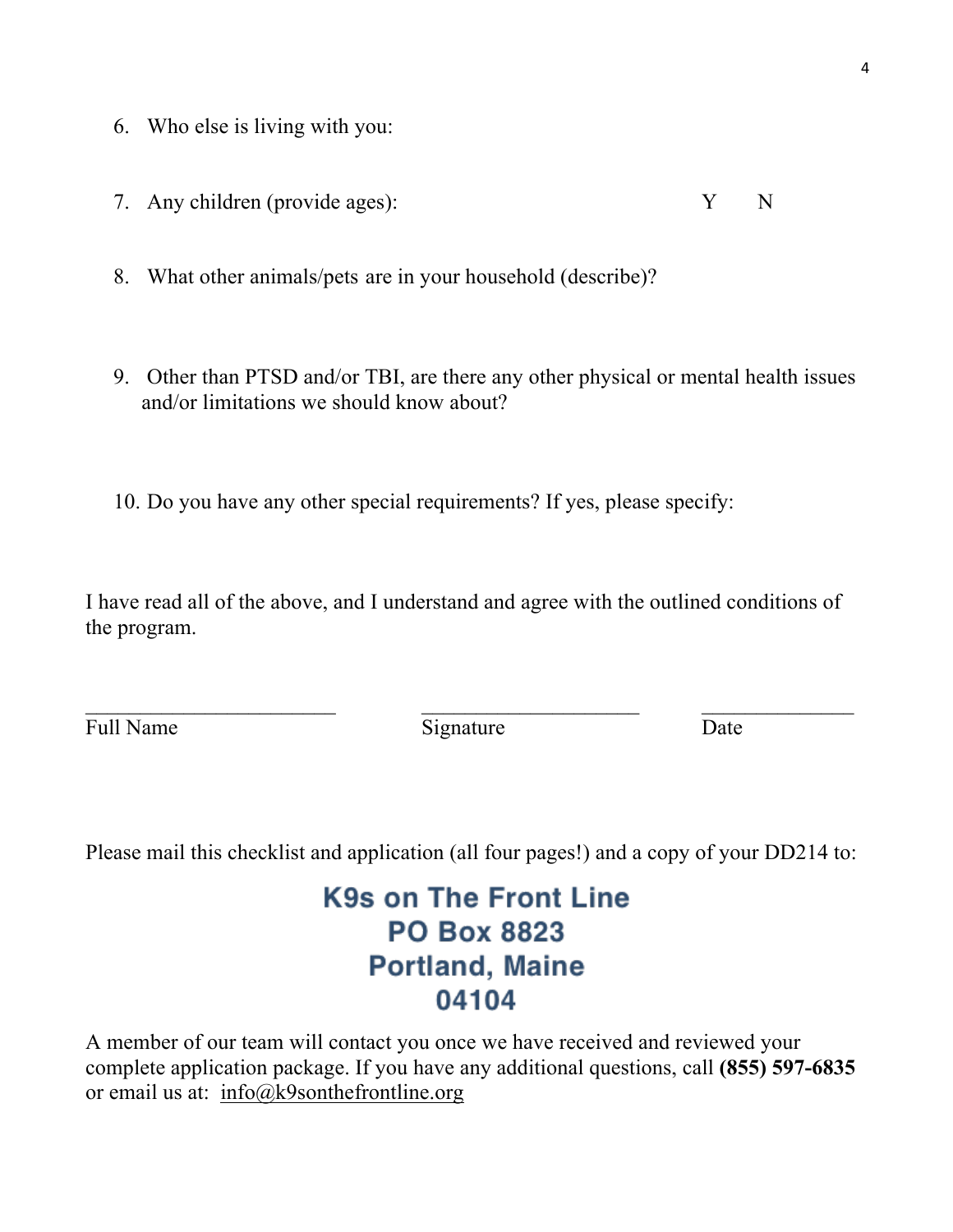6. Who else is living with you:

7. Any children (provide ages): Y N

8. What other animals/pets are in your household (describe)?

9. Other than PTSD and/or TBI, are there any other physical or mental health issues and/or limitations we should know about?

10. Do you have any other special requirements? If yes, please specify:

I have read all of the above, and I understand and agree with the outlined conditions of the program.

________________________ ________________________ ________________

Full Name Signature Date

Please mail this checklist and application (all four pages!) and a copy of your DD214 to:

**K9s on The Front Line**
**PO Box 8823**
**Portland, Maine**
**04104**

A member of our team will contact you once we have received and reviewed your complete application package. If you have any additional questions, call **(855) 597-6835** or email us at: info@k9sonthefrontline.org